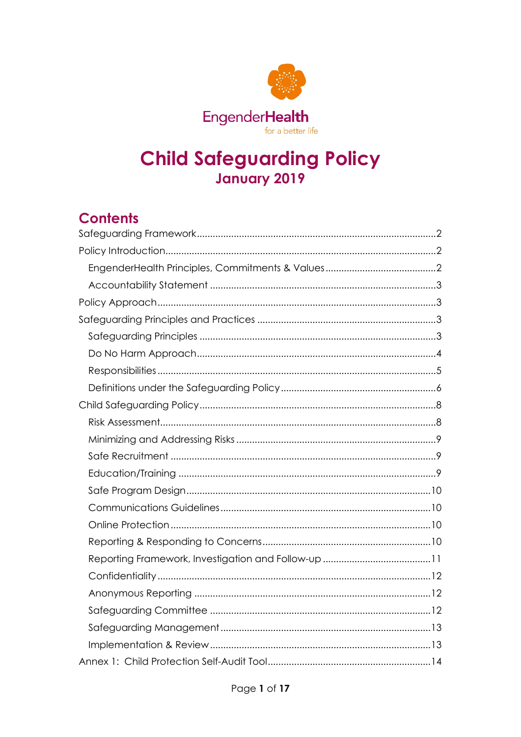EngenderHealth

for a better life

# Child Safeguarding Policy

## January 2019

## Contents

- Safeguarding Framework .......... 2
- Policy Introduction .......... 2
  - EngenderHealth Principles, Commitments & Values .......... 2
  - Accountability Statement .......... 3
- Policy Approach .......... 3
- Safeguarding Principles and Practices .......... 3
  - Safeguarding Principles .......... 3
  - Do No Harm Approach .......... 4
  - Responsibilities .......... 5
  - Definitions under the Safeguarding Policy .......... 6
- Child Safeguarding Policy .......... 8
  - Risk Assessment .......... 8
  - Minimizing and Addressing Risks .......... 9
  - Safe Recruitment .......... 9
  - Education/Training .......... 9
  - Safe Program Design .......... 10
  - Communications Guidelines .......... 10
  - Online Protection .......... 10
  - Reporting & Responding to Concerns .......... 10
  - Reporting Framework, Investigation and Follow-up .......... 11
  - Confidentiality .......... 12
  - Anonymous Reporting .......... 12
  - Safeguarding Committee .......... 12
  - Safeguarding Management .......... 13
  - Implementation & Review .......... 13
- Annex 1: Child Protection Self-Audit Tool .......... 14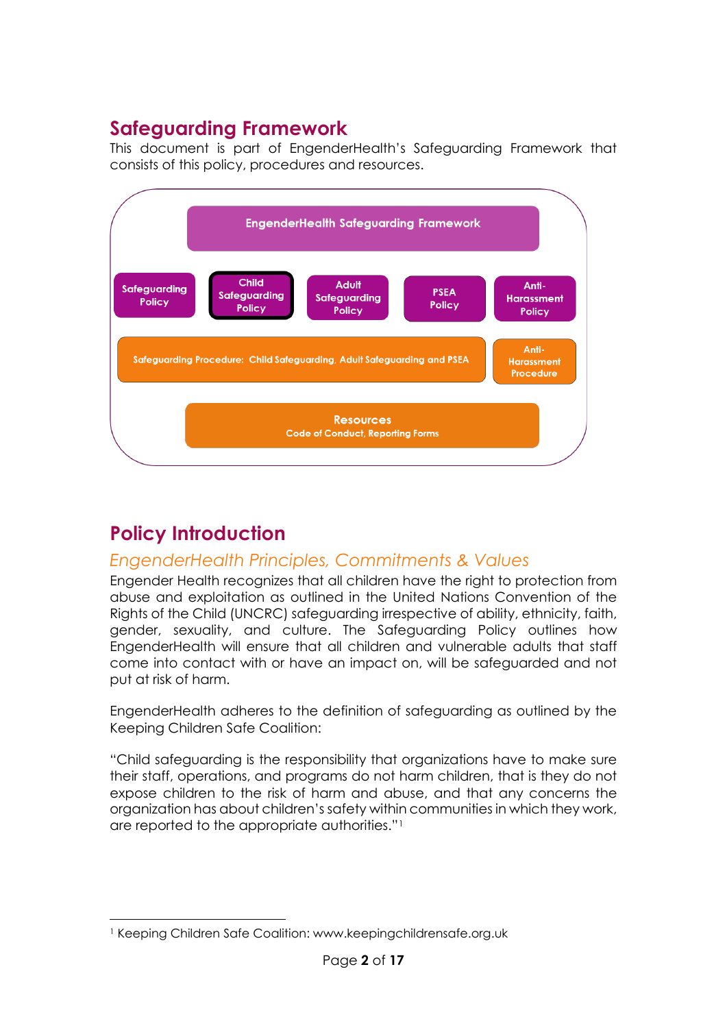## Safeguarding Framework

This document is part of EngenderHealth's Safeguarding Framework that consists of this policy, procedures and resources.

**EngenderHealth Safeguarding Framework**

- Safeguarding Policy
- Child Safeguarding Policy
- Adult Safeguarding Policy
- PSEA Policy
- Anti-Harassment Policy

- Safeguarding Procedure: Child Safeguarding, Adult Safeguarding and PSEA
- Anti-Harassment Procedure

**Resources**
Code of Conduct, Reporting Forms

## Policy Introduction

### *EngenderHealth Principles, Commitments & Values*

Engender Health recognizes that all children have the right to protection from abuse and exploitation as outlined in the United Nations Convention of the Rights of the Child (UNCRC) safeguarding irrespective of ability, ethnicity, faith, gender, sexuality, and culture. The Safeguarding Policy outlines how EngenderHealth will ensure that all children and vulnerable adults that staff come into contact with or have an impact on, will be safeguarded and not put at risk of harm.

EngenderHealth adheres to the definition of safeguarding as outlined by the Keeping Children Safe Coalition:

"Child safeguarding is the responsibility that organizations have to make sure their staff, operations, and programs do not harm children, that is they do not expose children to the risk of harm and abuse, and that any concerns the organization has about children's safety within communities in which they work, are reported to the appropriate authorities."[1]

---

[1] Keeping Children Safe Coalition: www.keepingchildrensafe.org.uk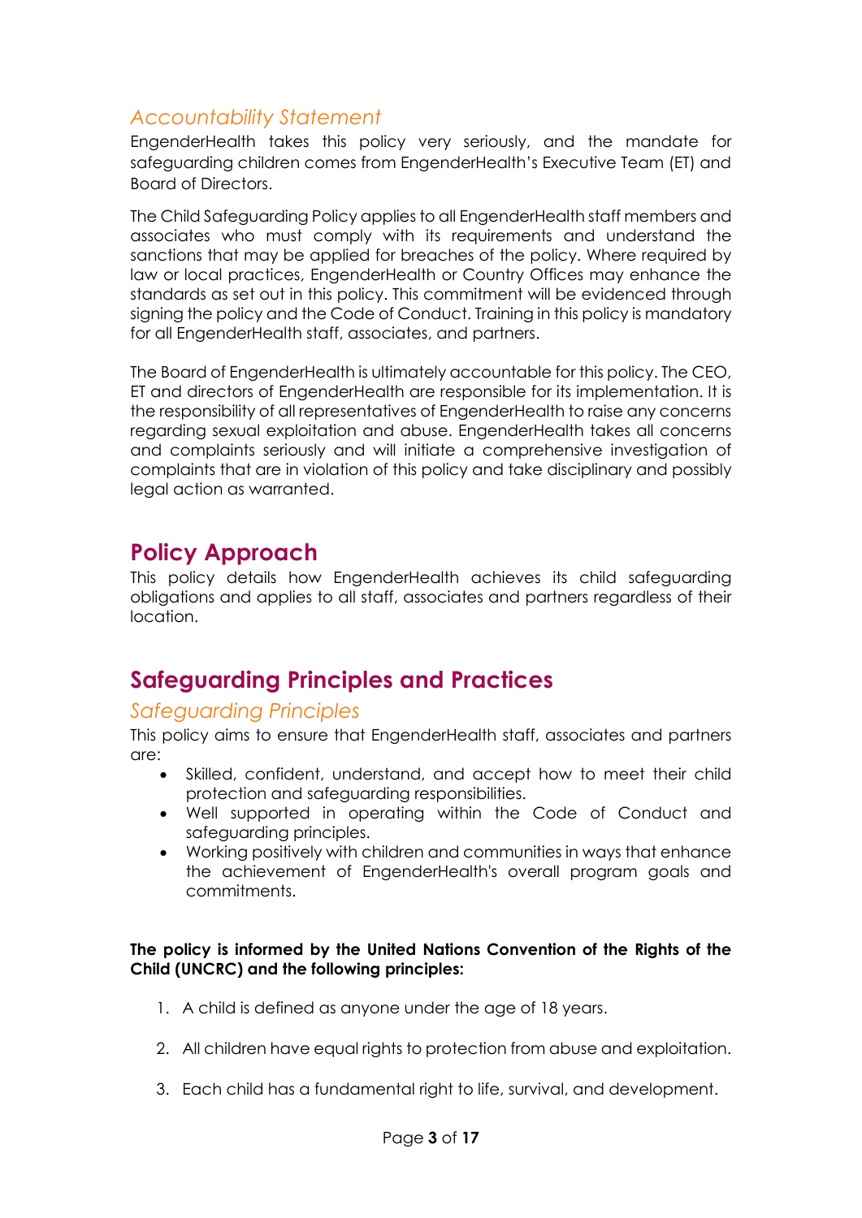### *Accountability Statement*

EngenderHealth takes this policy very seriously, and the mandate for safeguarding children comes from EngenderHealth's Executive Team (ET) and Board of Directors.

The Child Safeguarding Policy applies to all EngenderHealth staff members and associates who must comply with its requirements and understand the sanctions that may be applied for breaches of the policy. Where required by law or local practices, EngenderHealth or Country Offices may enhance the standards as set out in this policy. This commitment will be evidenced through signing the policy and the Code of Conduct. Training in this policy is mandatory for all EngenderHealth staff, associates, and partners.

The Board of EngenderHealth is ultimately accountable for this policy. The CEO, ET and directors of EngenderHealth are responsible for its implementation. It is the responsibility of all representatives of EngenderHealth to raise any concerns regarding sexual exploitation and abuse. EngenderHealth takes all concerns and complaints seriously and will initiate a comprehensive investigation of complaints that are in violation of this policy and take disciplinary and possibly legal action as warranted.

## Policy Approach

This policy details how EngenderHealth achieves its child safeguarding obligations and applies to all staff, associates and partners regardless of their location.

## Safeguarding Principles and Practices

### *Safeguarding Principles*

This policy aims to ensure that EngenderHealth staff, associates and partners are:

- Skilled, confident, understand, and accept how to meet their child protection and safeguarding responsibilities.
- Well supported in operating within the Code of Conduct and safeguarding principles.
- Working positively with children and communities in ways that enhance the achievement of EngenderHealth's overall program goals and commitments.

**The policy is informed by the United Nations Convention of the Rights of the Child (UNCRC) and the following principles:**

1. A child is defined as anyone under the age of 18 years.
2. All children have equal rights to protection from abuse and exploitation.
3. Each child has a fundamental right to life, survival, and development.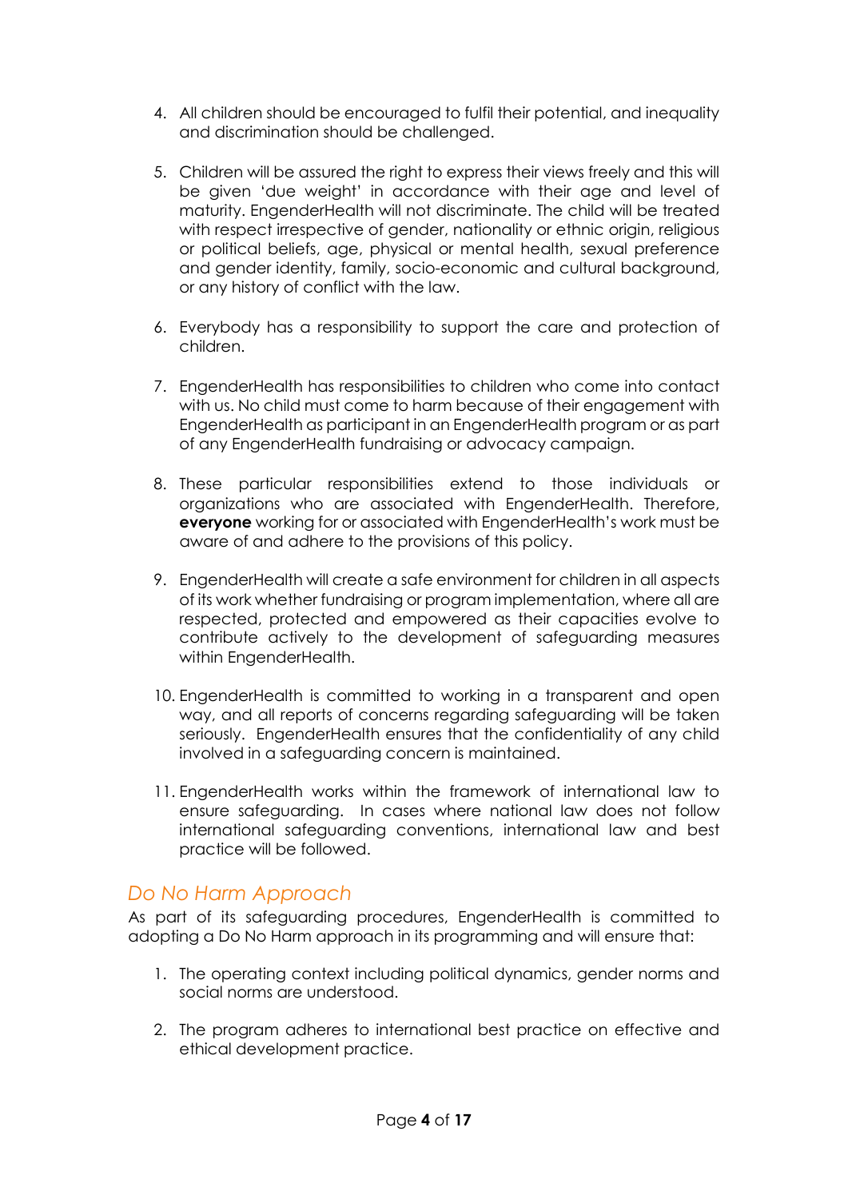4. All children should be encouraged to fulfil their potential, and inequality and discrimination should be challenged.

5. Children will be assured the right to express their views freely and this will be given 'due weight' in accordance with their age and level of maturity. EngenderHealth will not discriminate. The child will be treated with respect irrespective of gender, nationality or ethnic origin, religious or political beliefs, age, physical or mental health, sexual preference and gender identity, family, socio-economic and cultural background, or any history of conflict with the law.

6. Everybody has a responsibility to support the care and protection of children.

7. EngenderHealth has responsibilities to children who come into contact with us. No child must come to harm because of their engagement with EngenderHealth as participant in an EngenderHealth program or as part of any EngenderHealth fundraising or advocacy campaign.

8. These particular responsibilities extend to those individuals or organizations who are associated with EngenderHealth. Therefore, **everyone** working for or associated with EngenderHealth's work must be aware of and adhere to the provisions of this policy.

9. EngenderHealth will create a safe environment for children in all aspects of its work whether fundraising or program implementation, where all are respected, protected and empowered as their capacities evolve to contribute actively to the development of safeguarding measures within EngenderHealth.

10. EngenderHealth is committed to working in a transparent and open way, and all reports of concerns regarding safeguarding will be taken seriously. EngenderHealth ensures that the confidentiality of any child involved in a safeguarding concern is maintained.

11. EngenderHealth works within the framework of international law to ensure safeguarding. In cases where national law does not follow international safeguarding conventions, international law and best practice will be followed.

## *Do No Harm Approach*

As part of its safeguarding procedures, EngenderHealth is committed to adopting a Do No Harm approach in its programming and will ensure that:

1. The operating context including political dynamics, gender norms and social norms are understood.

2. The program adheres to international best practice on effective and ethical development practice.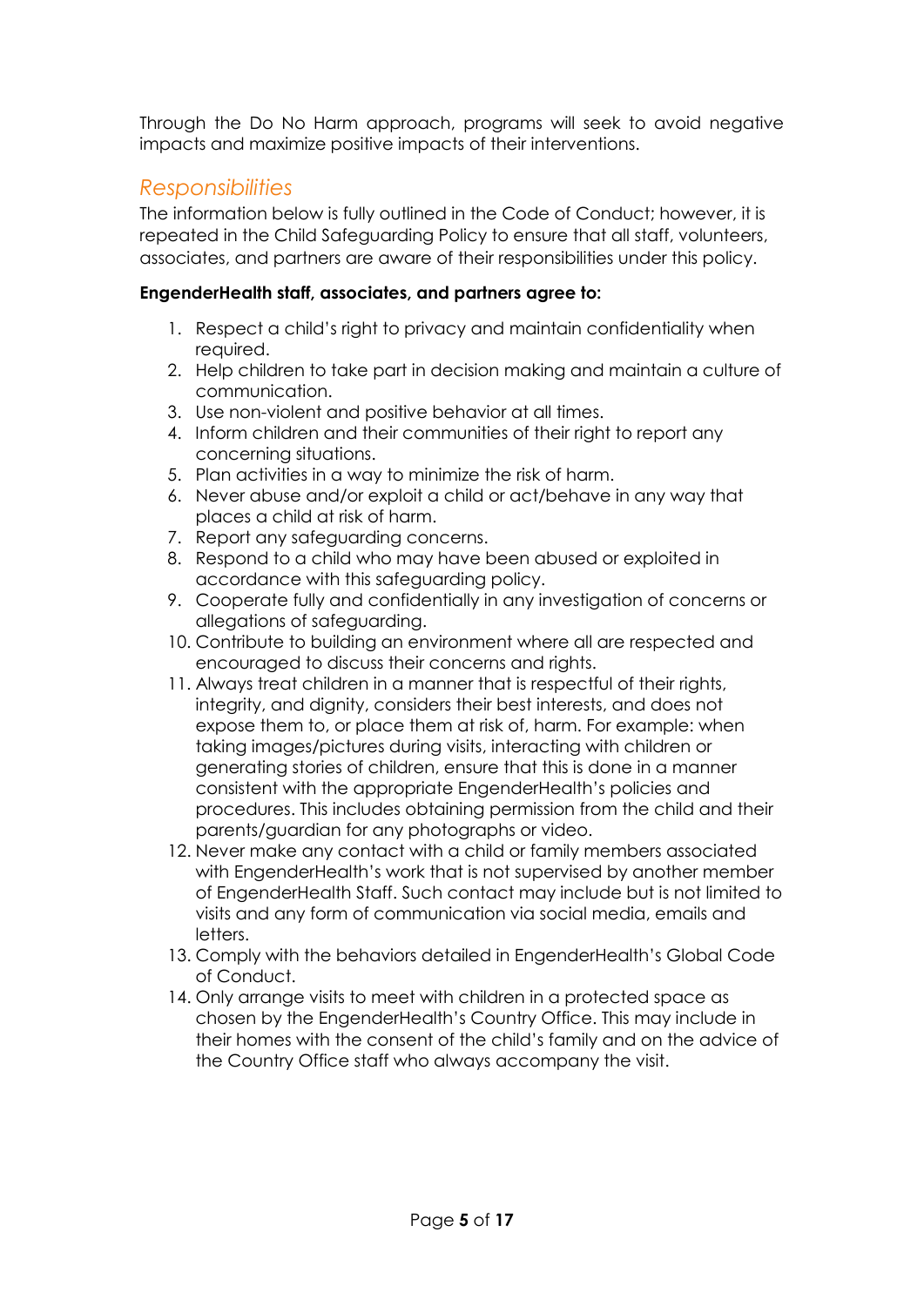Through the Do No Harm approach, programs will seek to avoid negative impacts and maximize positive impacts of their interventions.

## *Responsibilities*

The information below is fully outlined in the Code of Conduct; however, it is repeated in the Child Safeguarding Policy to ensure that all staff, volunteers, associates, and partners are aware of their responsibilities under this policy.

**EngenderHealth staff, associates, and partners agree to:**

1. Respect a child's right to privacy and maintain confidentiality when required.
2. Help children to take part in decision making and maintain a culture of communication.
3. Use non-violent and positive behavior at all times.
4. Inform children and their communities of their right to report any concerning situations.
5. Plan activities in a way to minimize the risk of harm.
6. Never abuse and/or exploit a child or act/behave in any way that places a child at risk of harm.
7. Report any safeguarding concerns.
8. Respond to a child who may have been abused or exploited in accordance with this safeguarding policy.
9. Cooperate fully and confidentially in any investigation of concerns or allegations of safeguarding.
10. Contribute to building an environment where all are respected and encouraged to discuss their concerns and rights.
11. Always treat children in a manner that is respectful of their rights, integrity, and dignity, considers their best interests, and does not expose them to, or place them at risk of, harm. For example: when taking images/pictures during visits, interacting with children or generating stories of children, ensure that this is done in a manner consistent with the appropriate EngenderHealth's policies and procedures. This includes obtaining permission from the child and their parents/guardian for any photographs or video.
12. Never make any contact with a child or family members associated with EngenderHealth's work that is not supervised by another member of EngenderHealth Staff. Such contact may include but is not limited to visits and any form of communication via social media, emails and letters.
13. Comply with the behaviors detailed in EngenderHealth's Global Code of Conduct.
14. Only arrange visits to meet with children in a protected space as chosen by the EngenderHealth's Country Office. This may include in their homes with the consent of the child's family and on the advice of the Country Office staff who always accompany the visit.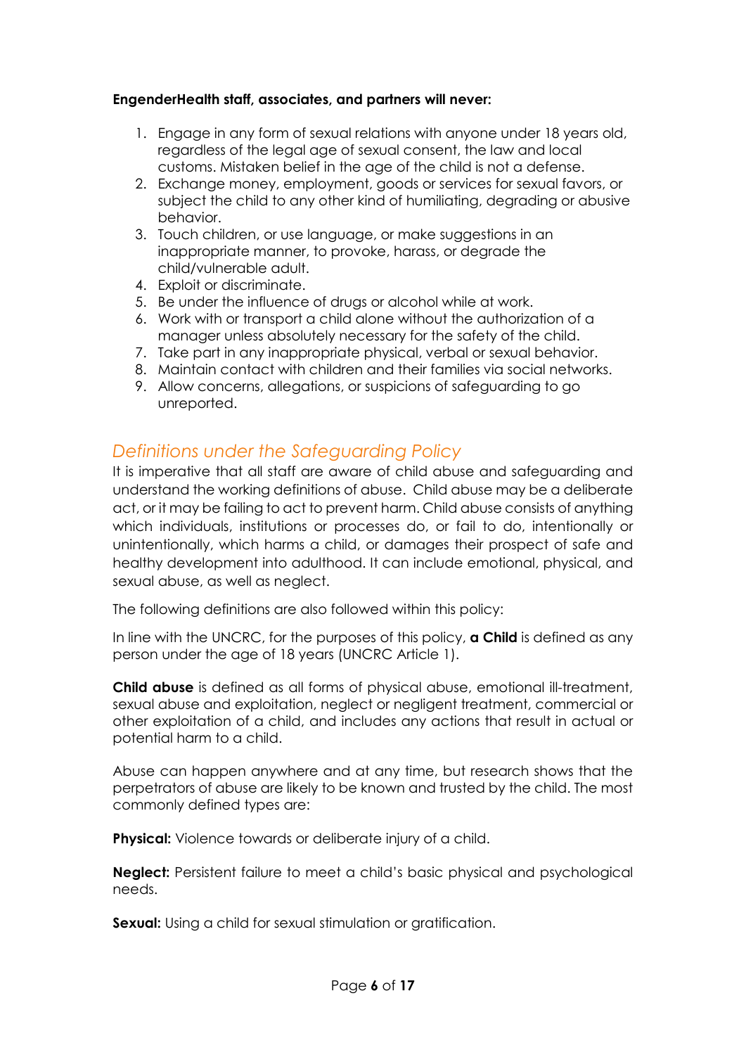**EngenderHealth staff, associates, and partners will never:**

1. Engage in any form of sexual relations with anyone under 18 years old, regardless of the legal age of sexual consent, the law and local customs. Mistaken belief in the age of the child is not a defense.
2. Exchange money, employment, goods or services for sexual favors, or subject the child to any other kind of humiliating, degrading or abusive behavior.
3. Touch children, or use language, or make suggestions in an inappropriate manner, to provoke, harass, or degrade the child/vulnerable adult.
4. Exploit or discriminate.
5. Be under the influence of drugs or alcohol while at work.
6. Work with or transport a child alone without the authorization of a manager unless absolutely necessary for the safety of the child.
7. Take part in any inappropriate physical, verbal or sexual behavior.
8. Maintain contact with children and their families via social networks.
9. Allow concerns, allegations, or suspicions of safeguarding to go unreported.

## *Definitions under the Safeguarding Policy*

It is imperative that all staff are aware of child abuse and safeguarding and understand the working definitions of abuse. Child abuse may be a deliberate act, or it may be failing to act to prevent harm. Child abuse consists of anything which individuals, institutions or processes do, or fail to do, intentionally or unintentionally, which harms a child, or damages their prospect of safe and healthy development into adulthood. It can include emotional, physical, and sexual abuse, as well as neglect.

The following definitions are also followed within this policy:

In line with the UNCRC, for the purposes of this policy, **a Child** is defined as any person under the age of 18 years (UNCRC Article 1).

**Child abuse** is defined as all forms of physical abuse, emotional ill-treatment, sexual abuse and exploitation, neglect or negligent treatment, commercial or other exploitation of a child, and includes any actions that result in actual or potential harm to a child.

Abuse can happen anywhere and at any time, but research shows that the perpetrators of abuse are likely to be known and trusted by the child. The most commonly defined types are:

**Physical:** Violence towards or deliberate injury of a child.

**Neglect:** Persistent failure to meet a child's basic physical and psychological needs.

**Sexual:** Using a child for sexual stimulation or gratification.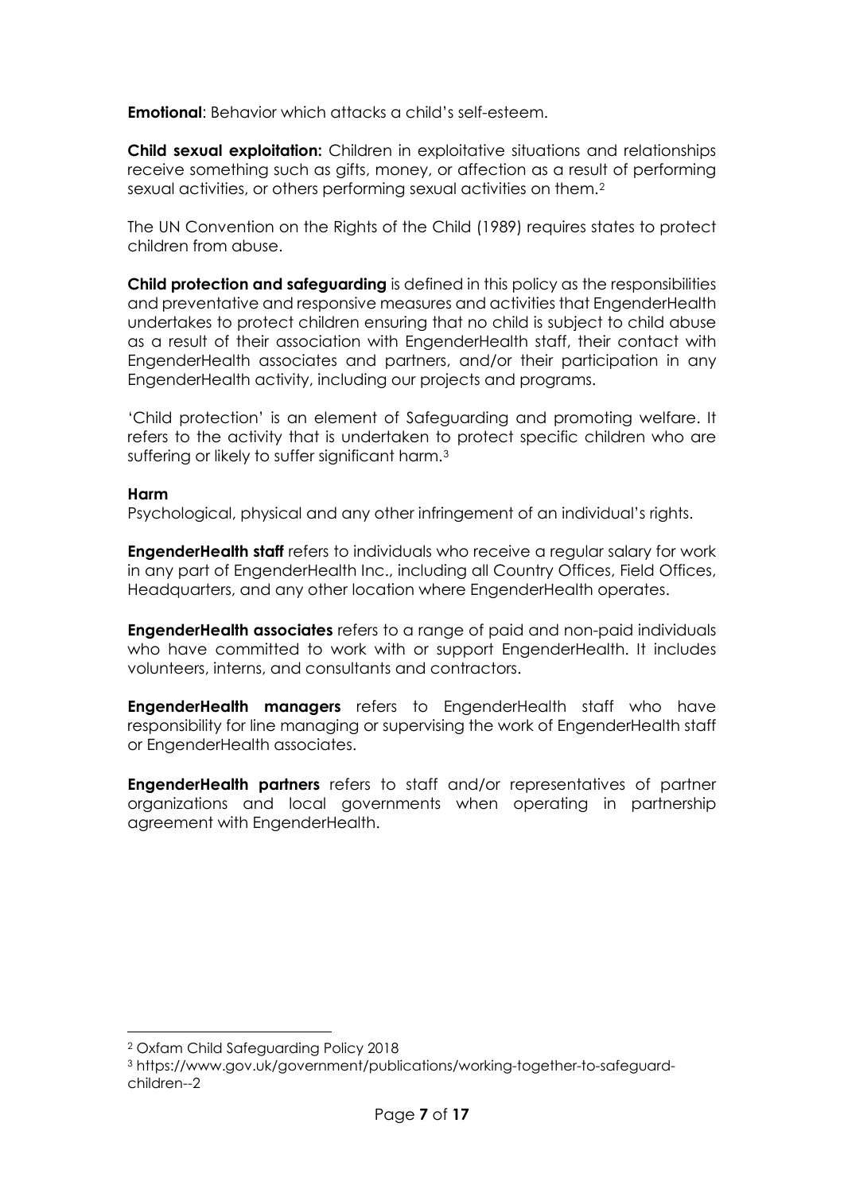**Emotional**: Behavior which attacks a child's self-esteem.

**Child sexual exploitation:** Children in exploitative situations and relationships receive something such as gifts, money, or affection as a result of performing sexual activities, or others performing sexual activities on them.[2]

The UN Convention on the Rights of the Child (1989) requires states to protect children from abuse.

**Child protection and safeguarding** is defined in this policy as the responsibilities and preventative and responsive measures and activities that EngenderHealth undertakes to protect children ensuring that no child is subject to child abuse as a result of their association with EngenderHealth staff, their contact with EngenderHealth associates and partners, and/or their participation in any EngenderHealth activity, including our projects and programs.

'Child protection' is an element of Safeguarding and promoting welfare. It refers to the activity that is undertaken to protect specific children who are suffering or likely to suffer significant harm.[3]

**Harm**
Psychological, physical and any other infringement of an individual's rights.

**EngenderHealth staff** refers to individuals who receive a regular salary for work in any part of EngenderHealth Inc., including all Country Offices, Field Offices, Headquarters, and any other location where EngenderHealth operates.

**EngenderHealth associates** refers to a range of paid and non-paid individuals who have committed to work with or support EngenderHealth. It includes volunteers, interns, and consultants and contractors.

**EngenderHealth managers** refers to EngenderHealth staff who have responsibility for line managing or supervising the work of EngenderHealth staff or EngenderHealth associates.

**EngenderHealth partners** refers to staff and/or representatives of partner organizations and local governments when operating in partnership agreement with EngenderHealth.

---

[2] Oxfam Child Safeguarding Policy 2018

[3] https://www.gov.uk/government/publications/working-together-to-safeguard-children--2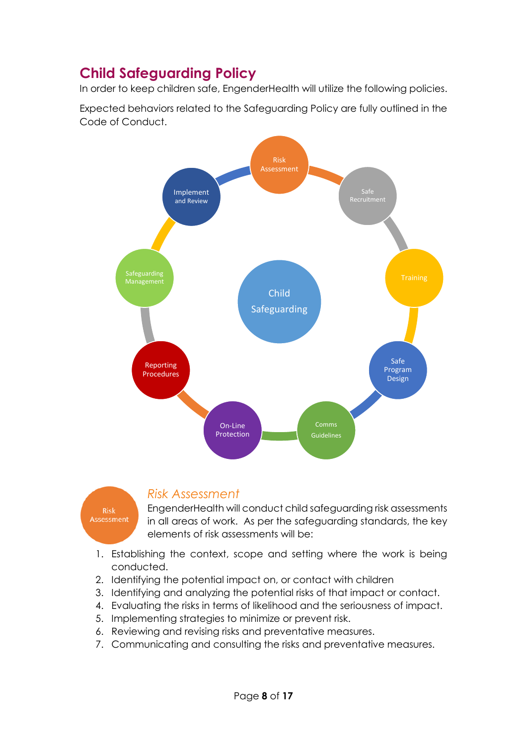## Child Safeguarding Policy

In order to keep children safe, EngenderHealth will utilize the following policies.

Expected behaviors related to the Safeguarding Policy are fully outlined in the Code of Conduct.

Child Safeguarding

Risk Assessment

Safe Recruitment

Training

Safe Program Design

Comms Guidelines

On-Line Protection

Reporting Procedures

Safeguarding Management

Implement and Review

### *Risk Assessment*

EngenderHealth will conduct child safeguarding risk assessments in all areas of work. As per the safeguarding standards, the key elements of risk assessments will be:

1. Establishing the context, scope and setting where the work is being conducted.
2. Identifying the potential impact on, or contact with children
3. Identifying and analyzing the potential risks of that impact or contact.
4. Evaluating the risks in terms of likelihood and the seriousness of impact.
5. Implementing strategies to minimize or prevent risk.
6. Reviewing and revising risks and preventative measures.
7. Communicating and consulting the risks and preventative measures.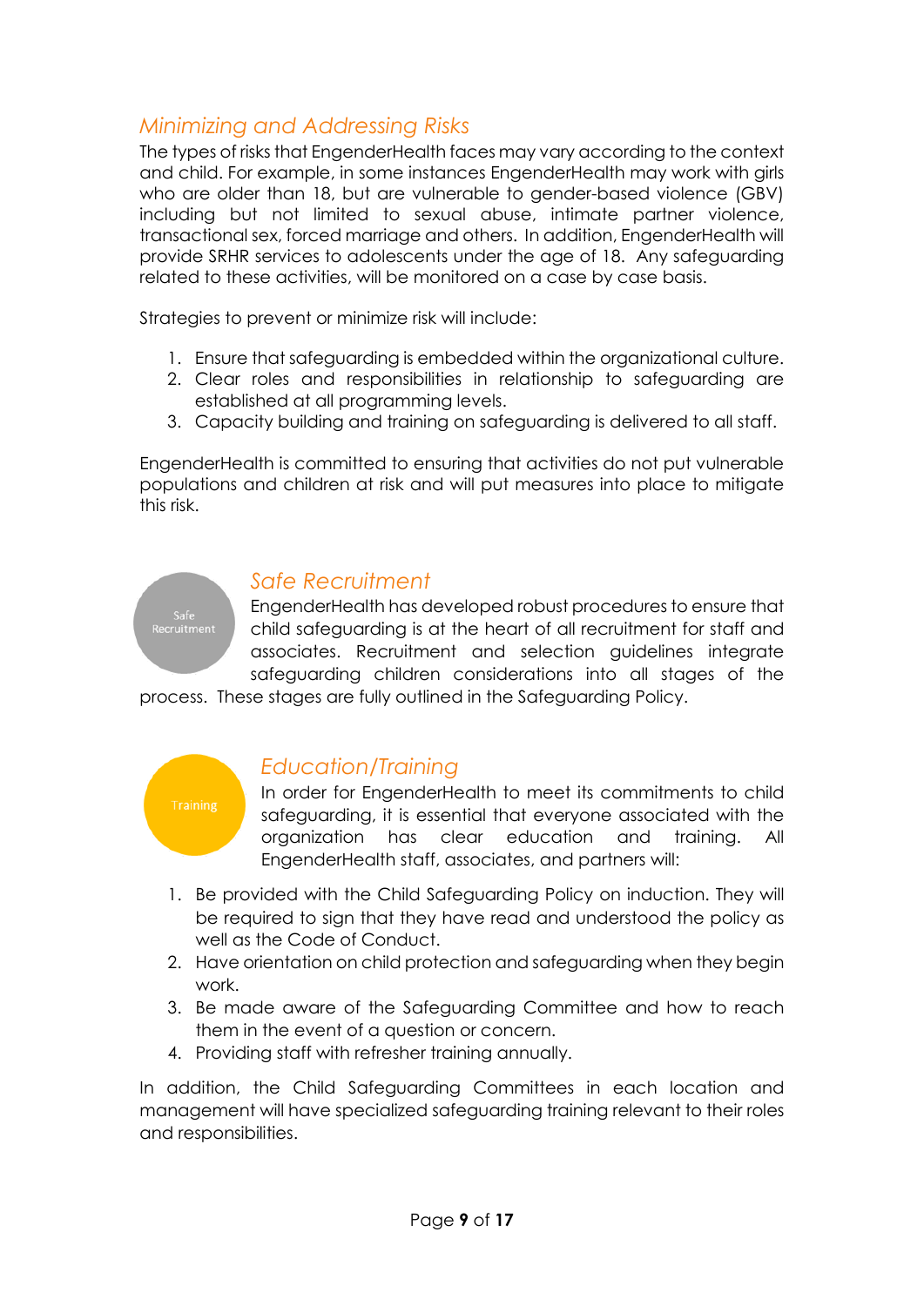## *Minimizing and Addressing Risks*

The types of risks that EngenderHealth faces may vary according to the context and child. For example, in some instances EngenderHealth may work with girls who are older than 18, but are vulnerable to gender-based violence (GBV) including but not limited to sexual abuse, intimate partner violence, transactional sex, forced marriage and others. In addition, EngenderHealth will provide SRHR services to adolescents under the age of 18. Any safeguarding related to these activities, will be monitored on a case by case basis.

Strategies to prevent or minimize risk will include:

1. Ensure that safeguarding is embedded within the organizational culture.
2. Clear roles and responsibilities in relationship to safeguarding are established at all programming levels.
3. Capacity building and training on safeguarding is delivered to all staff.

EngenderHealth is committed to ensuring that activities do not put vulnerable populations and children at risk and will put measures into place to mitigate this risk.

Safe Recruitment

## *Safe Recruitment*

EngenderHealth has developed robust procedures to ensure that child safeguarding is at the heart of all recruitment for staff and associates. Recruitment and selection guidelines integrate safeguarding children considerations into all stages of the process. These stages are fully outlined in the Safeguarding Policy.

Training

## *Education/Training*

In order for EngenderHealth to meet its commitments to child safeguarding, it is essential that everyone associated with the organization has clear education and training. All EngenderHealth staff, associates, and partners will:

1. Be provided with the Child Safeguarding Policy on induction. They will be required to sign that they have read and understood the policy as well as the Code of Conduct.
2. Have orientation on child protection and safeguarding when they begin work.
3. Be made aware of the Safeguarding Committee and how to reach them in the event of a question or concern.
4. Providing staff with refresher training annually.

In addition, the Child Safeguarding Committees in each location and management will have specialized safeguarding training relevant to their roles and responsibilities.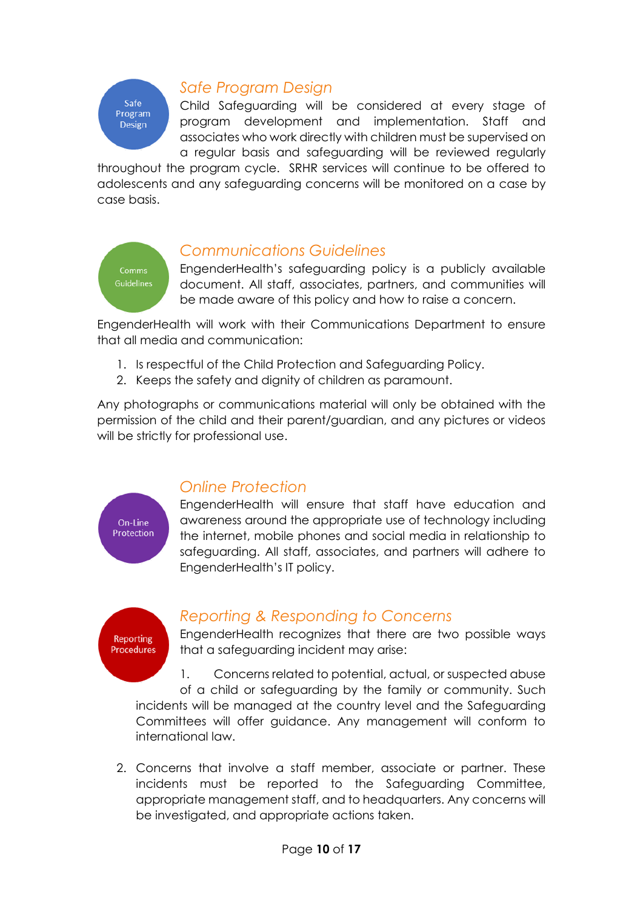## Safe Program Design

Child Safeguarding will be considered at every stage of program development and implementation. Staff and associates who work directly with children must be supervised on a regular basis and safeguarding will be reviewed regularly throughout the program cycle. SRHR services will continue to be offered to adolescents and any safeguarding concerns will be monitored on a case by case basis.

## Communications Guidelines

EngenderHealth's safeguarding policy is a publicly available document. All staff, associates, partners, and communities will be made aware of this policy and how to raise a concern.

EngenderHealth will work with their Communications Department to ensure that all media and communication:

1. Is respectful of the Child Protection and Safeguarding Policy.
2. Keeps the safety and dignity of children as paramount.

Any photographs or communications material will only be obtained with the permission of the child and their parent/guardian, and any pictures or videos will be strictly for professional use.

## Online Protection

EngenderHealth will ensure that staff have education and awareness around the appropriate use of technology including the internet, mobile phones and social media in relationship to safeguarding. All staff, associates, and partners will adhere to EngenderHealth's IT policy.

## Reporting & Responding to Concerns

EngenderHealth recognizes that there are two possible ways that a safeguarding incident may arise:

1. Concerns related to potential, actual, or suspected abuse of a child or safeguarding by the family or community. Such incidents will be managed at the country level and the Safeguarding Committees will offer guidance. Any management will conform to international law.

2. Concerns that involve a staff member, associate or partner. These incidents must be reported to the Safeguarding Committee, appropriate management staff, and to headquarters. Any concerns will be investigated, and appropriate actions taken.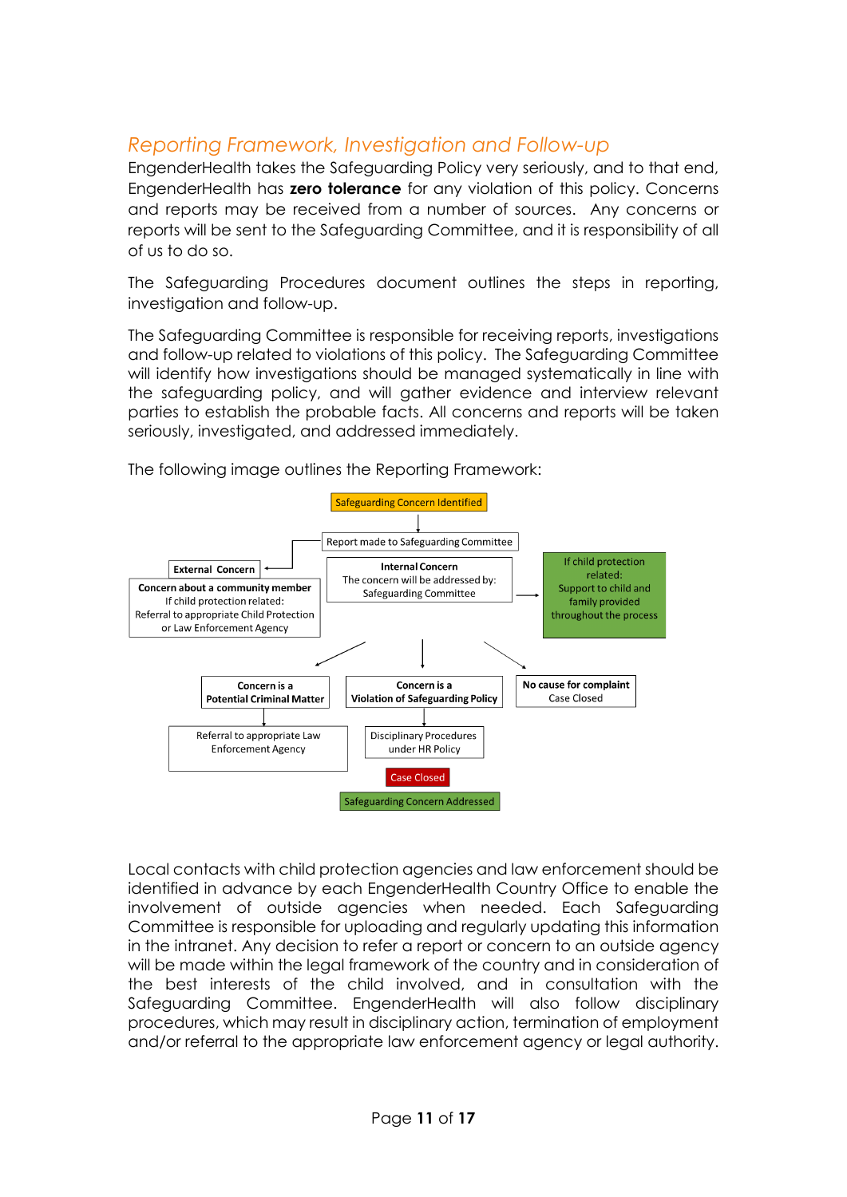## *Reporting Framework, Investigation and Follow-up*

EngenderHealth takes the Safeguarding Policy very seriously, and to that end, EngenderHealth has **zero tolerance** for any violation of this policy. Concerns and reports may be received from a number of sources. Any concerns or reports will be sent to the Safeguarding Committee, and it is responsibility of all of us to do so.

The Safeguarding Procedures document outlines the steps in reporting, investigation and follow-up.

The Safeguarding Committee is responsible for receiving reports, investigations and follow-up related to violations of this policy. The Safeguarding Committee will identify how investigations should be managed systematically in line with the safeguarding policy, and will gather evidence and interview relevant parties to establish the probable facts. All concerns and reports will be taken seriously, investigated, and addressed immediately.

The following image outlines the Reporting Framework:

Safeguarding Concern Identified

Report made to Safeguarding Committee

**External Concern**

**Concern about a community member**
If child protection related:
Referral to appropriate Child Protection or Law Enforcement Agency

**Internal Concern**
The concern will be addressed by: Safeguarding Committee

If child protection related:
Support to child and family provided throughout the process

**Concern is a Potential Criminal Matter**

Referral to appropriate Law Enforcement Agency

**Concern is a Violation of Safeguarding Policy**

Disciplinary Procedures under HR Policy

**No cause for complaint**
Case Closed

Case Closed

Safeguarding Concern Addressed

Local contacts with child protection agencies and law enforcement should be identified in advance by each EngenderHealth Country Office to enable the involvement of outside agencies when needed. Each Safeguarding Committee is responsible for uploading and regularly updating this information in the intranet. Any decision to refer a report or concern to an outside agency will be made within the legal framework of the country and in consideration of the best interests of the child involved, and in consultation with the Safeguarding Committee. EngenderHealth will also follow disciplinary procedures, which may result in disciplinary action, termination of employment and/or referral to the appropriate law enforcement agency or legal authority.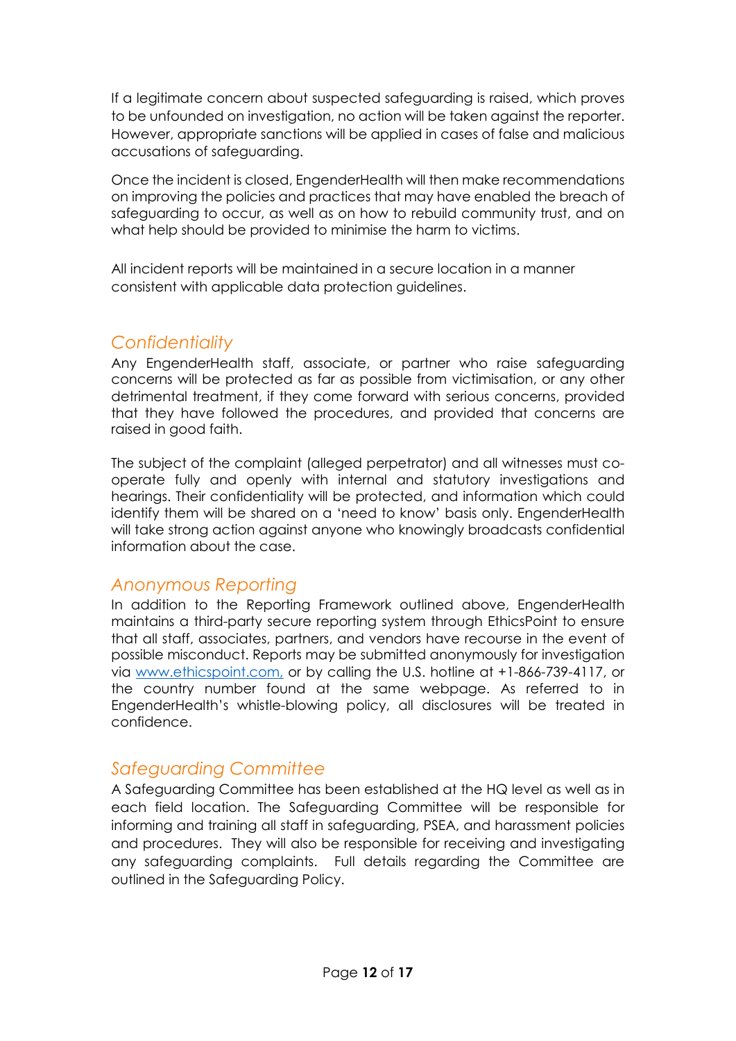If a legitimate concern about suspected safeguarding is raised, which proves to be unfounded on investigation, no action will be taken against the reporter. However, appropriate sanctions will be applied in cases of false and malicious accusations of safeguarding.

Once the incident is closed, EngenderHealth will then make recommendations on improving the policies and practices that may have enabled the breach of safeguarding to occur, as well as on how to rebuild community trust, and on what help should be provided to minimise the harm to victims.

All incident reports will be maintained in a secure location in a manner consistent with applicable data protection guidelines.

## *Confidentiality*

Any EngenderHealth staff, associate, or partner who raise safeguarding concerns will be protected as far as possible from victimisation, or any other detrimental treatment, if they come forward with serious concerns, provided that they have followed the procedures, and provided that concerns are raised in good faith.

The subject of the complaint (alleged perpetrator) and all witnesses must co-operate fully and openly with internal and statutory investigations and hearings. Their confidentiality will be protected, and information which could identify them will be shared on a 'need to know' basis only. EngenderHealth will take strong action against anyone who knowingly broadcasts confidential information about the case.

## *Anonymous Reporting*

In addition to the Reporting Framework outlined above, EngenderHealth maintains a third-party secure reporting system through EthicsPoint to ensure that all staff, associates, partners, and vendors have recourse in the event of possible misconduct. Reports may be submitted anonymously for investigation via [www.ethicspoint.com,](http://www.ethicspoint.com) or by calling the U.S. hotline at +1-866-739-4117, or the country number found at the same webpage. As referred to in EngenderHealth's whistle-blowing policy, all disclosures will be treated in confidence.

## *Safeguarding Committee*

A Safeguarding Committee has been established at the HQ level as well as in each field location. The Safeguarding Committee will be responsible for informing and training all staff in safeguarding, PSEA, and harassment policies and procedures. They will also be responsible for receiving and investigating any safeguarding complaints. Full details regarding the Committee are outlined in the Safeguarding Policy.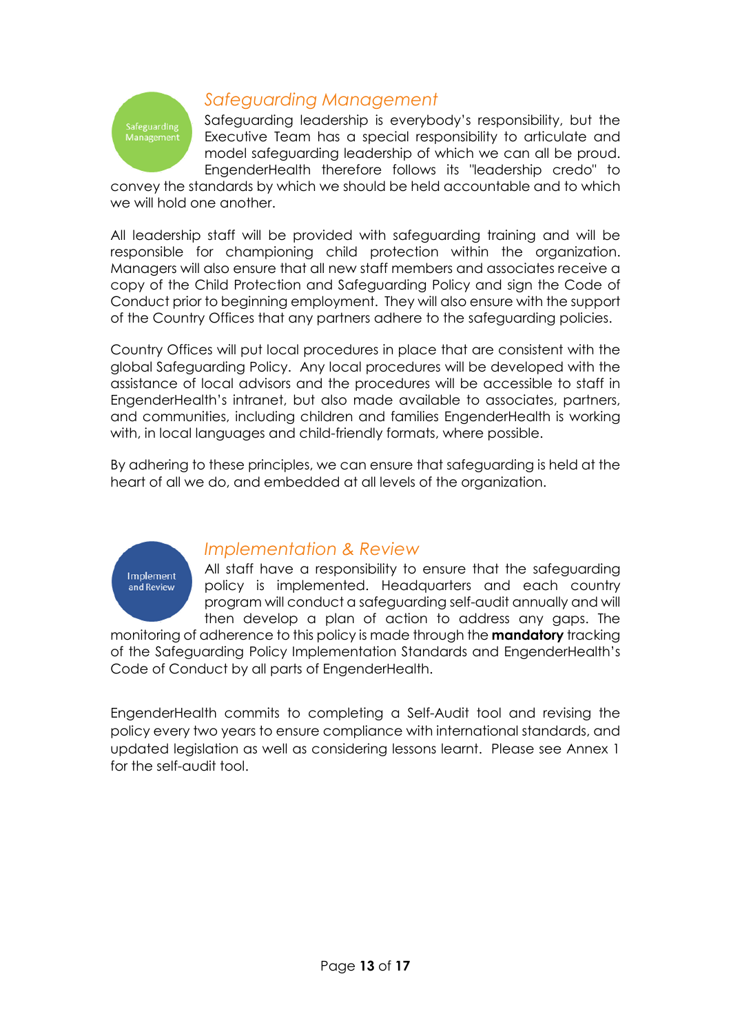## *Safeguarding Management*

Safeguarding leadership is everybody's responsibility, but the Executive Team has a special responsibility to articulate and model safeguarding leadership of which we can all be proud. EngenderHealth therefore follows its "leadership credo" to convey the standards by which we should be held accountable and to which we will hold one another.

All leadership staff will be provided with safeguarding training and will be responsible for championing child protection within the organization. Managers will also ensure that all new staff members and associates receive a copy of the Child Protection and Safeguarding Policy and sign the Code of Conduct prior to beginning employment. They will also ensure with the support of the Country Offices that any partners adhere to the safeguarding policies.

Country Offices will put local procedures in place that are consistent with the global Safeguarding Policy. Any local procedures will be developed with the assistance of local advisors and the procedures will be accessible to staff in EngenderHealth's intranet, but also made available to associates, partners, and communities, including children and families EngenderHealth is working with, in local languages and child-friendly formats, where possible.

By adhering to these principles, we can ensure that safeguarding is held at the heart of all we do, and embedded at all levels of the organization.

## *Implementation & Review*

All staff have a responsibility to ensure that the safeguarding policy is implemented. Headquarters and each country program will conduct a safeguarding self-audit annually and will then develop a plan of action to address any gaps. The monitoring of adherence to this policy is made through the **mandatory** tracking of the Safeguarding Policy Implementation Standards and EngenderHealth's Code of Conduct by all parts of EngenderHealth.

EngenderHealth commits to completing a Self-Audit tool and revising the policy every two years to ensure compliance with international standards, and updated legislation as well as considering lessons learnt. Please see Annex 1 for the self-audit tool.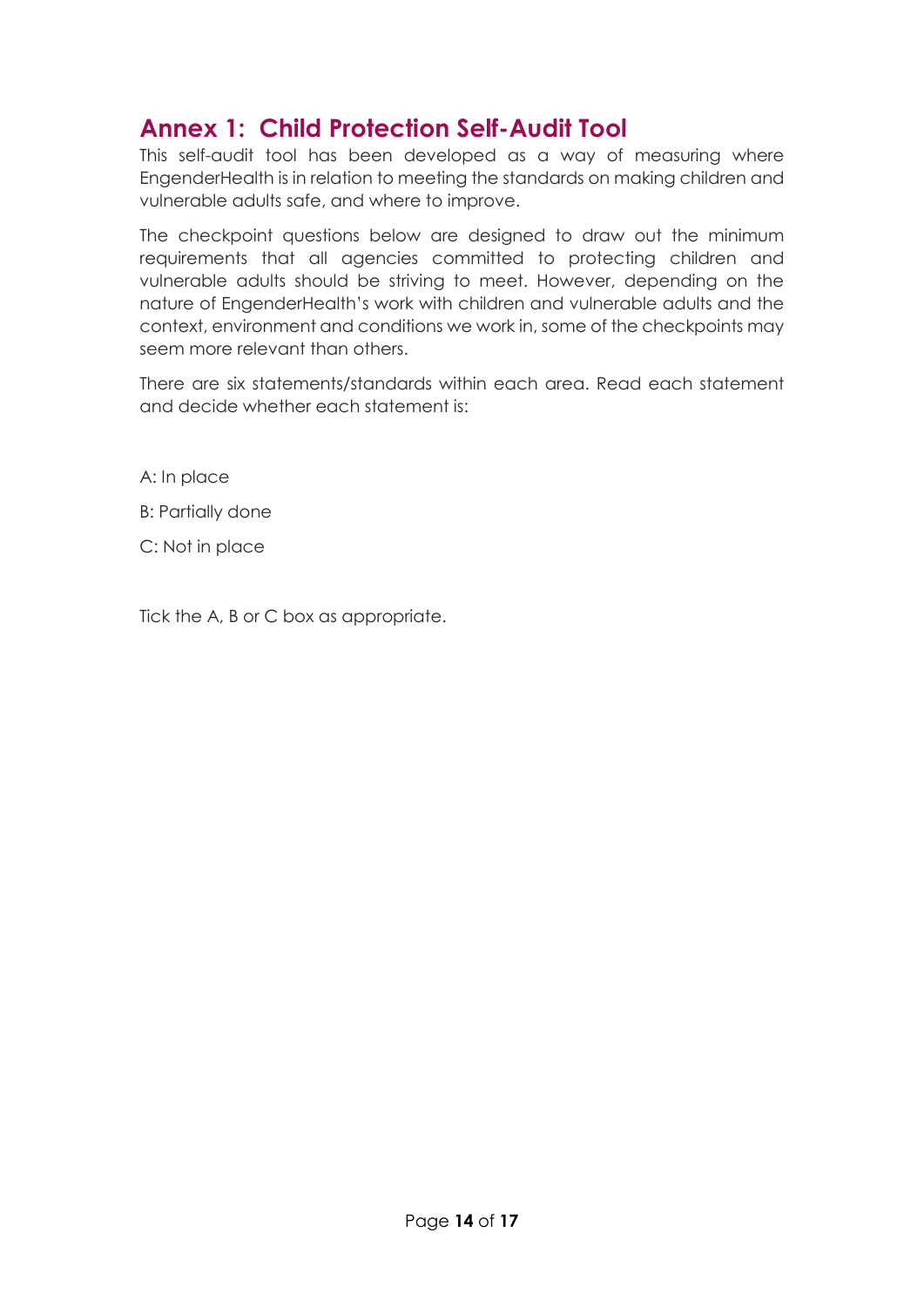## Annex 1: Child Protection Self-Audit Tool

This self-audit tool has been developed as a way of measuring where EngenderHealth is in relation to meeting the standards on making children and vulnerable adults safe, and where to improve.

The checkpoint questions below are designed to draw out the minimum requirements that all agencies committed to protecting children and vulnerable adults should be striving to meet. However, depending on the nature of EngenderHealth's work with children and vulnerable adults and the context, environment and conditions we work in, some of the checkpoints may seem more relevant than others.

There are six statements/standards within each area. Read each statement and decide whether each statement is:

A: In place

B: Partially done

C: Not in place

Tick the A, B or C box as appropriate.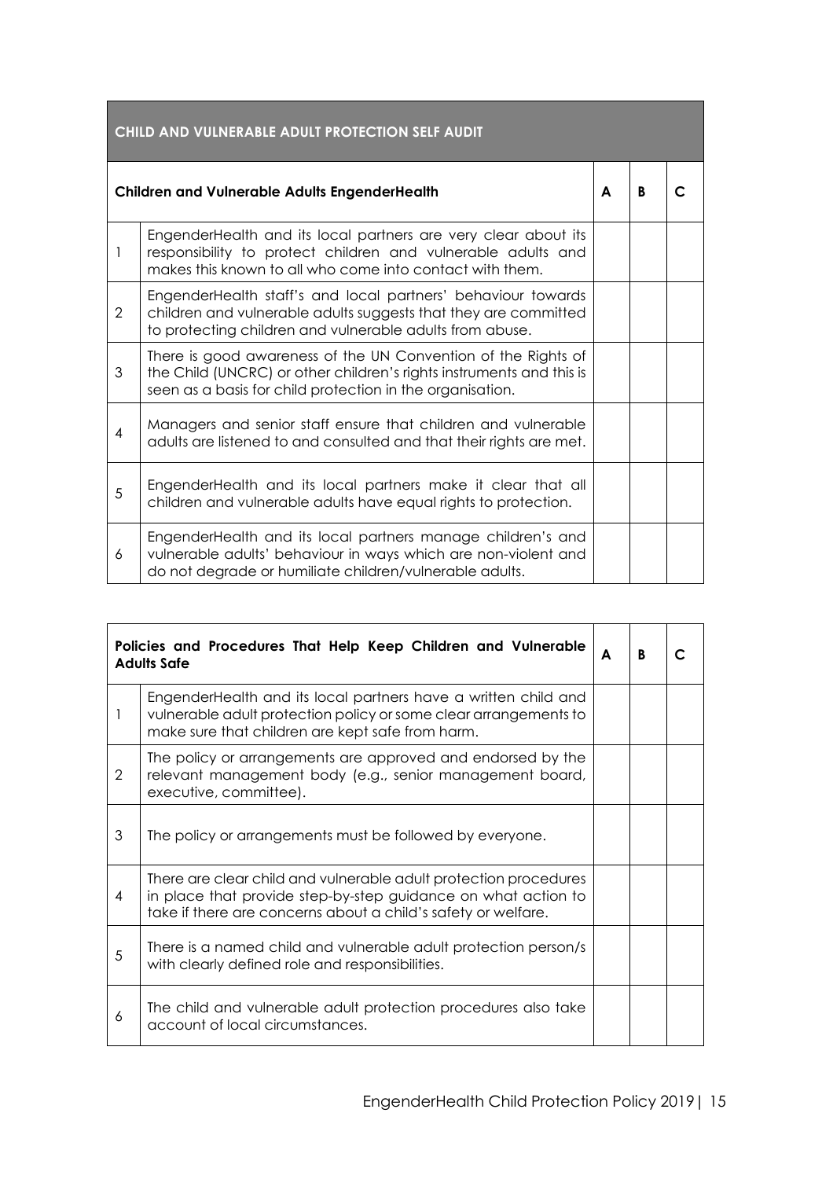## CHILD AND VULNERABLE ADULT PROTECTION SELF AUDIT

| | Children and Vulnerable Adults EngenderHealth | A | B | C |
|---|---|---|---|---|
| 1 | EngenderHealth and its local partners are very clear about its responsibility to protect children and vulnerable adults and makes this known to all who come into contact with them. | | | |
| 2 | EngenderHealth staff's and local partners' behaviour towards children and vulnerable adults suggests that they are committed to protecting children and vulnerable adults from abuse. | | | |
| 3 | There is good awareness of the UN Convention of the Rights of the Child (UNCRC) or other children's rights instruments and this is seen as a basis for child protection in the organisation. | | | |
| 4 | Managers and senior staff ensure that children and vulnerable adults are listened to and consulted and that their rights are met. | | | |
| 5 | EngenderHealth and its local partners make it clear that all children and vulnerable adults have equal rights to protection. | | | |
| 6 | EngenderHealth and its local partners manage children's and vulnerable adults' behaviour in ways which are non-violent and do not degrade or humiliate children/vulnerable adults. | | | |

| | Policies and Procedures That Help Keep Children and Vulnerable Adults Safe | A | B | C |
|---|---|---|---|---|
| 1 | EngenderHealth and its local partners have a written child and vulnerable adult protection policy or some clear arrangements to make sure that children are kept safe from harm. | | | |
| 2 | The policy or arrangements are approved and endorsed by the relevant management body (e.g., senior management board, executive, committee). | | | |
| 3 | The policy or arrangements must be followed by everyone. | | | |
| 4 | There are clear child and vulnerable adult protection procedures in place that provide step-by-step guidance on what action to take if there are concerns about a child's safety or welfare. | | | |
| 5 | There is a named child and vulnerable adult protection person/s with clearly defined role and responsibilities. | | | |
| 6 | The child and vulnerable adult protection procedures also take account of local circumstances. | | | |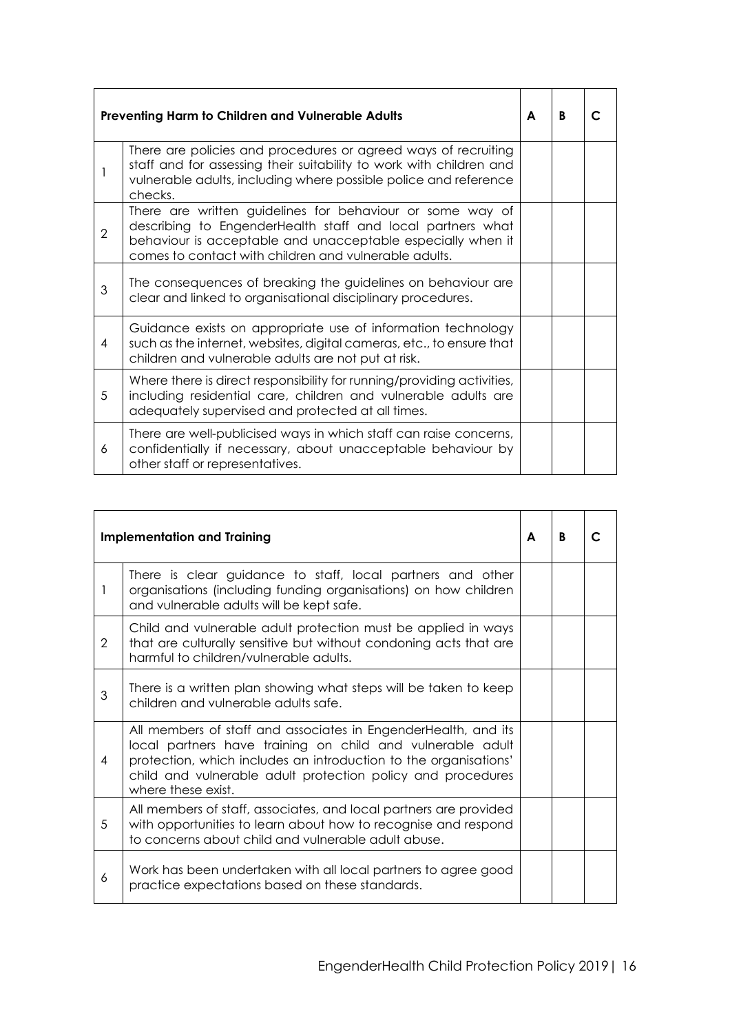| | Preventing Harm to Children and Vulnerable Adults | A | B | C |
|---|---|---|---|---|
| 1 | There are policies and procedures or agreed ways of recruiting staff and for assessing their suitability to work with children and vulnerable adults, including where possible police and reference checks. | | | |
| 2 | There are written guidelines for behaviour or some way of describing to EngenderHealth staff and local partners what behaviour is acceptable and unacceptable especially when it comes to contact with children and vulnerable adults. | | | |
| 3 | The consequences of breaking the guidelines on behaviour are clear and linked to organisational disciplinary procedures. | | | |
| 4 | Guidance exists on appropriate use of information technology such as the internet, websites, digital cameras, etc., to ensure that children and vulnerable adults are not put at risk. | | | |
| 5 | Where there is direct responsibility for running/providing activities, including residential care, children and vulnerable adults are adequately supervised and protected at all times. | | | |
| 6 | There are well-publicised ways in which staff can raise concerns, confidentially if necessary, about unacceptable behaviour by other staff or representatives. | | | |

| | Implementation and Training | A | B | C |
|---|---|---|---|---|
| 1 | There is clear guidance to staff, local partners and other organisations (including funding organisations) on how children and vulnerable adults will be kept safe. | | | |
| 2 | Child and vulnerable adult protection must be applied in ways that are culturally sensitive but without condoning acts that are harmful to children/vulnerable adults. | | | |
| 3 | There is a written plan showing what steps will be taken to keep children and vulnerable adults safe. | | | |
| 4 | All members of staff and associates in EngenderHealth, and its local partners have training on child and vulnerable adult protection, which includes an introduction to the organisations' child and vulnerable adult protection policy and procedures where these exist. | | | |
| 5 | All members of staff, associates, and local partners are provided with opportunities to learn about how to recognise and respond to concerns about child and vulnerable adult abuse. | | | |
| 6 | Work has been undertaken with all local partners to agree good practice expectations based on these standards. | | | |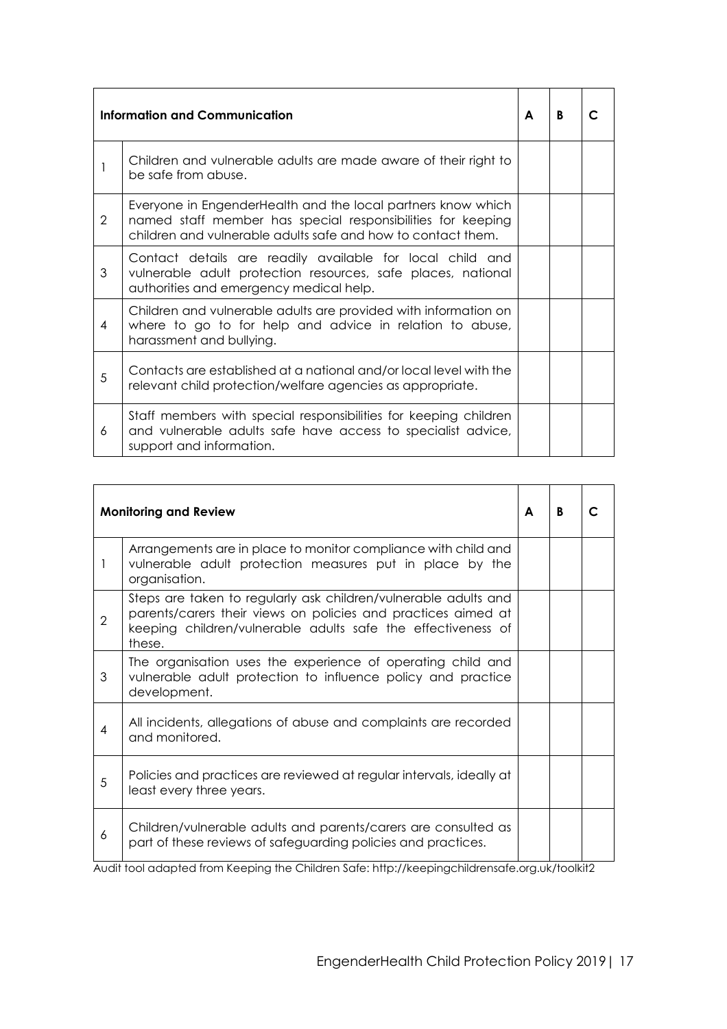| | Information and Communication | A | B | C |
|---|---|---|---|---|
| 1 | Children and vulnerable adults are made aware of their right to be safe from abuse. | | | |
| 2 | Everyone in EngenderHealth and the local partners know which named staff member has special responsibilities for keeping children and vulnerable adults safe and how to contact them. | | | |
| 3 | Contact details are readily available for local child and vulnerable adult protection resources, safe places, national authorities and emergency medical help. | | | |
| 4 | Children and vulnerable adults are provided with information on where to go to for help and advice in relation to abuse, harassment and bullying. | | | |
| 5 | Contacts are established at a national and/or local level with the relevant child protection/welfare agencies as appropriate. | | | |
| 6 | Staff members with special responsibilities for keeping children and vulnerable adults safe have access to specialist advice, support and information. | | | |

| | Monitoring and Review | A | B | C |
|---|---|---|---|---|
| 1 | Arrangements are in place to monitor compliance with child and vulnerable adult protection measures put in place by the organisation. | | | |
| 2 | Steps are taken to regularly ask children/vulnerable adults and parents/carers their views on policies and practices aimed at keeping children/vulnerable adults safe the effectiveness of these. | | | |
| 3 | The organisation uses the experience of operating child and vulnerable adult protection to influence policy and practice development. | | | |
| 4 | All incidents, allegations of abuse and complaints are recorded and monitored. | | | |
| 5 | Policies and practices are reviewed at regular intervals, ideally at least every three years. | | | |
| 6 | Children/vulnerable adults and parents/carers are consulted as part of these reviews of safeguarding policies and practices. | | | |

Audit tool adapted from Keeping the Children Safe: http://keepingchildrensafe.org.uk/toolkit2